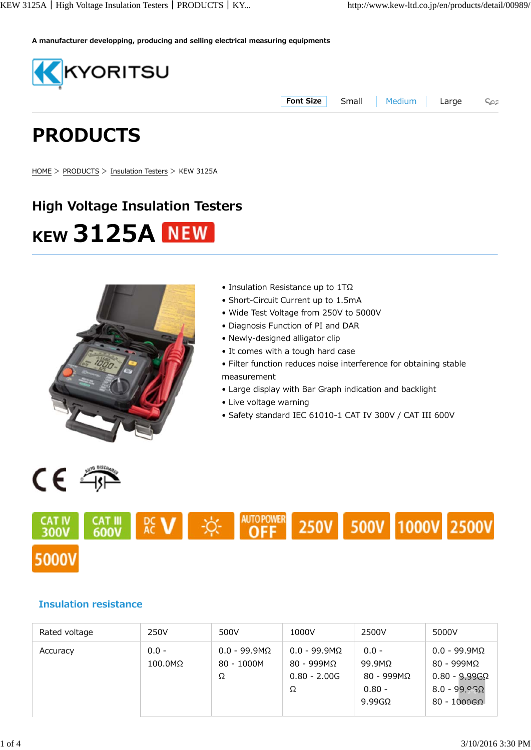A manufacturer developping, producing and selling electrical measuring equipments

KYORITSU

Font Size Small Medium Large

# PRODUCTS

HOME > PRODUCTS > Insulation Testers > KEW 3125A

## High Voltage Insulation Testers

# KEW 3125A NEW

- Insulation Resistance up to 1TΩ
- Short-Circuit Current up to 1.5mA
- Wide Test Voltage from 250V to 5000V
- Diagnosis Function of PI and DAR
- Newly-designed alligator clip
- It comes with a tough hard case
- Filter function reduces noise interference for obtaining stable measurement
- Large display with Bar Graph indication and backlight
- Live voltage warning
- Safety standard IEC 61010-1 CAT IV 300V / CAT III 600V

CAT IV 300V | CAT III 600V | DC AC V | AUTO POWER OFF | 250V | 500V | 1000V | 2500V | 5000V

### Insulation resistance

| Rated voltage | 250V | 500V | 1000V | 2500V | 5000V |
|---|---|---|---|---|---|
| Accuracy | 0.0 - 100.0MΩ | 0.0 - 99.9MΩ<br>80 - 1000MΩ | 0.0 - 99.9MΩ<br>80 - 999MΩ<br>0.80 - 2.00GΩ | 0.0 - 99.9MΩ<br>80 - 999MΩ<br>0.80 - 9.99GΩ | 0.0 - 99.9MΩ<br>80 - 999MΩ<br>0.80 - 9.99GΩ<br>8.0 - 99.9GΩ<br>80 - 1000GΩ |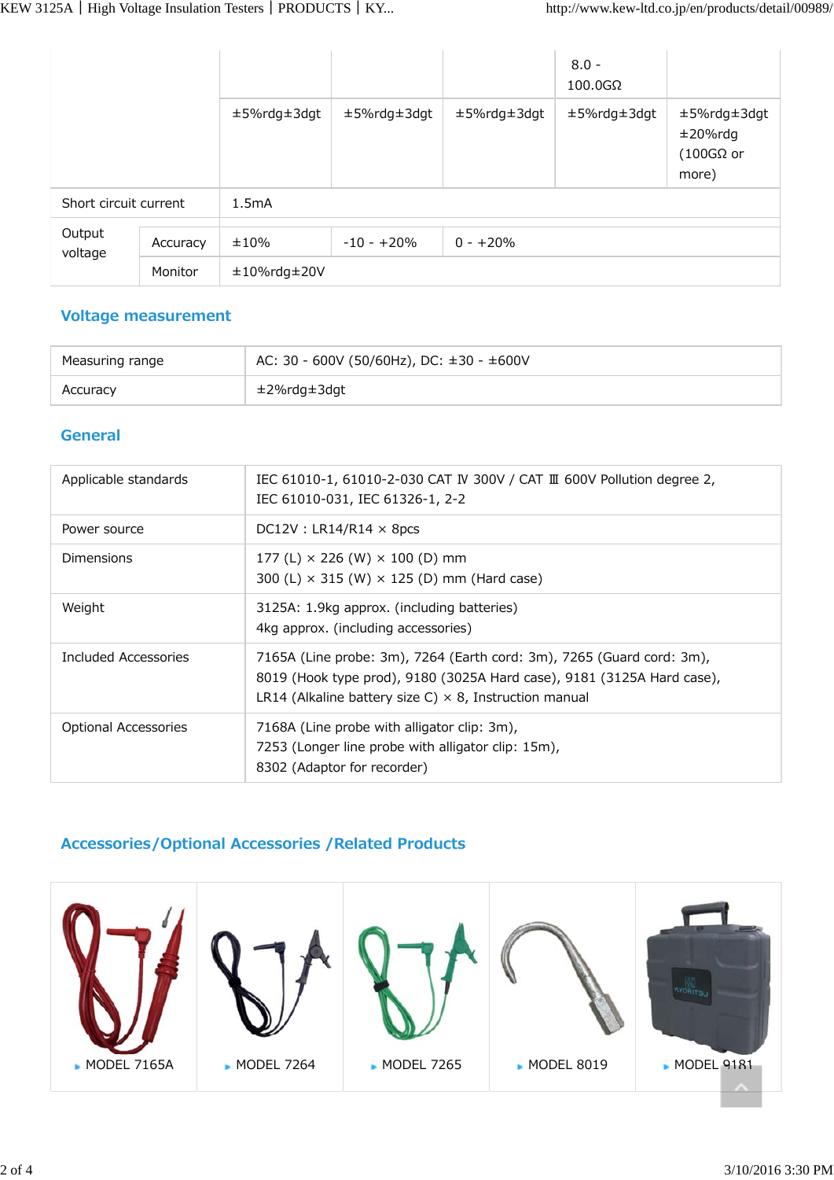|  |  |  |  |  |  |  |
|---|---|---|---|---|---|---|
|  |  |  |  |  | 8.0 - 100.0GΩ |  |
|  |  | ±5%rdg±3dgt | ±5%rdg±3dgt | ±5%rdg±3dgt | ±5%rdg±3dgt | ±5%rdg±3dgt ±20%rdg (100GΩ or more) |
| Short circuit current |  | 1.5mA |  |  |  |  |
| Output voltage | Accuracy | ±10% | -10 - +20% | 0 - +20% |  |  |
|  | Monitor | ±10%rdg±20V |  |  |  |  |

## Voltage measurement

| Measuring range | AC: 30 - 600V (50/60Hz), DC: ±30 - ±600V |
|---|---|
| Accuracy | ±2%rdg±3dgt |

## General

| Applicable standards | IEC 61010-1, 61010-2-030 CAT Ⅳ 300V / CAT Ⅲ 600V Pollution degree 2,<br>IEC 61010-031, IEC 61326-1, 2-2 |
|---|---|
| Power source | DC12V : LR14/R14 × 8pcs |
| Dimensions | 177 (L) × 226 (W) × 100 (D) mm<br>300 (L) × 315 (W) × 125 (D) mm (Hard case) |
| Weight | 3125A: 1.9kg approx. (including batteries)<br>4kg approx. (including accessories) |
| Included Accessories | 7165A (Line probe: 3m), 7264 (Earth cord: 3m), 7265 (Guard cord: 3m),<br>8019 (Hook type prod), 9180 (3025A Hard case), 9181 (3125A Hard case),<br>LR14 (Alkaline battery size C) × 8, Instruction manual |
| Optional Accessories | 7168A (Line probe with alligator clip: 3m),<br>7253 (Longer line probe with alligator clip: 15m),<br>8302 (Adaptor for recorder) |

## Accessories/Optional Accessories /Related Products

- MODEL 7165A
- MODEL 7264
- MODEL 7265
- MODEL 8019
- MODEL 9181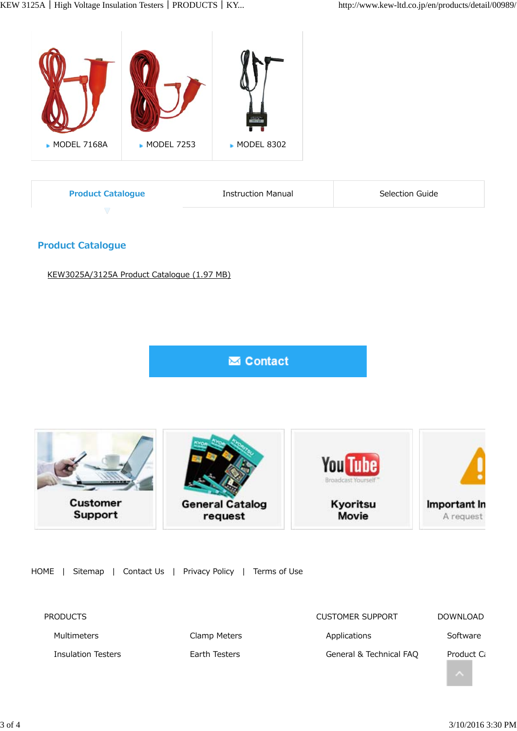MODEL 7168A

MODEL 7253

MODEL 8302

Product Catalogue | Instruction Manual | Selection Guide

## Product Catalogue

KEW3025A/3125A Product Catalogue (1.97 MB)

Contact

Customer Support

General Catalog request

Kyoritsu Movie

Important In
A request

HOME | Sitemap | Contact Us | Privacy Policy | Terms of Use

PRODUCTS

- Multimeters
- Clamp Meters
- Insulation Testers
- Earth Testers

CUSTOMER SUPPORT

- Applications
- General & Technical FAQ

DOWNLOAD

- Software
- Product C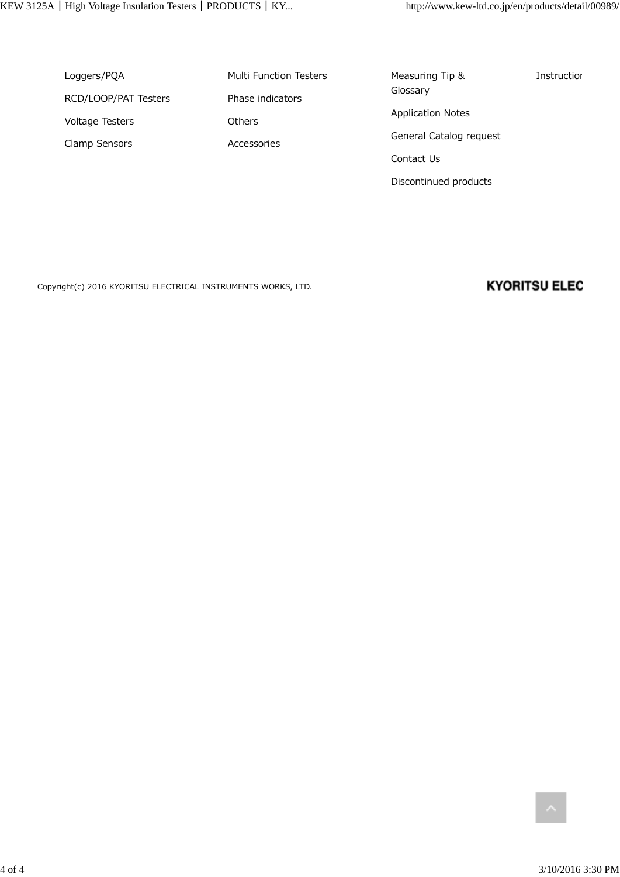Loggers/PQA

RCD/LOOP/PAT Testers

Voltage Testers

Clamp Sensors

Multi Function Testers

Phase indicators

Others

Accessories

Measuring Tip & Glossary

Application Notes

General Catalog request

Contact Us

Discontinued products

Instructior

Copyright(c) 2016 KYORITSU ELECTRICAL INSTRUMENTS WORKS, LTD.

KYORITSU ELEC